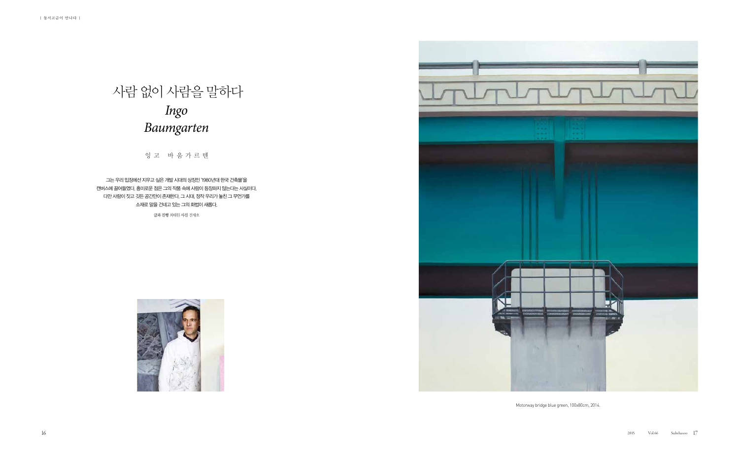# 사람 없이 사람을 말하다
## *Ingo Baumgarten*

잉고 바움가르텐

그는 우리 입장에선 지우고 싶은 개발 시대의 상징인 '1980년대 한국 건축물'을 캔버스에 끌어들였다. 흥미로운 점은 그의 작품 속에 사람이 등장하지 않는다는 사실이다. 다만 사람이 짓고 깃든 공간만이 존재한다. 그 시대, 정작 우리가 놓친 그 무언가를 소재로 말을 건네고 있는 그의 화법이 새롭다.

글과 진행 최태린 사진 전재호

Motorway bridge blue green, 100x80cm, 2014.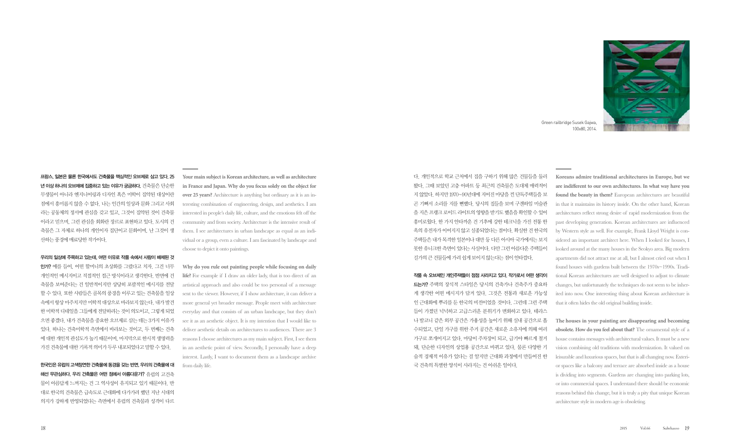**프랑스, 일본은 물론 한국에서도 건축물을 핵심적인 오브제로 삼고 있다. 25년 이상 하나의 오브제에 집중하고 있는 이유가 궁금하다.** 건축물은 단순한 무생물이 아니라 엔지니어링과 디자인 혹은 미학이 집약된 대상이란 점에서 흥미롭지 않을 수 없다. 나는 인간의 일상과 문화 그리고 사회라는 공동체의 정서에 관심을 갖고 있고, 그것이 집약된 것이 건축물이라고 믿으며, 그런 관심을 회화란 장르로 표현하고 있다. 도시의 건축물은 그 자체로 하나의 개인이자 집단이고 문화이며, 난 그것이 생산하는 풍경에 매료당한 작가이다.

**우리의 일상에 주목하고 있는데, 어떤 이유로 작품 속에서 사람이 배제된 것인가?** 예를 들어, 어떤 할머니의 초상화를 그렸다고 치자. 그건 너무 개인적인 메시지이고 직접적인 접근 방식이라고 생각한다. 반면에 건축물을 보여준다는 건 일반적이지만 상당히 포괄적인 메시지를 전달할 수 있다. 또한 사람들은 골목의 풍경을 이루고 있는 건축물을 일상 속에서 항상 마주치지만 미학적 대상으로 바라보지 않는다. 내가 발견한 미학적 디테일을 그들에게 전달하려는 것이 의도이고, 그렇게 되었으면 좋겠다. 내가 건축물을 중요한 오브제로 삼는 데는 3가지 이유가 있다. 하나는 건축미학적 측면에서 바라보는 것이고, 두 번째는 건축에 대한 개인적 관심도가 높기 때문이며, 마지막으로 한시적 생명력을 가진 건축물에 대한 기록적 의미가 두루 내포되었다고 말할 수 있다.

**한국인은 유럽의 고색창연한 건축물에 동경을 갖는 반면, 우리의 건축물에 대해선 무관심하다. 우리 건축물은 어떤 점에서 아름다운가?** 유럽의 고건축물이 아름답게 느껴지는 건 그 역사성이 유지되고 있기 때문이다. 반대로 한국의 건축물은 급속도로 근대화에 다가가려 했던 지난 시대의 의지가 강하게 반영되었다는 측면에서 유럽의 건축물과 성격이 다르다. 개인적으로 학교 근처에서 집을 구하기 위해 많은 건물들을 둘러봤다. 그때 보았던 고층 아파트 등 최근의 건축물은 도대체 매력적이지 않았다. 하지만 1970~90년대에 지어진 마당을 낀 단독주택들을 보곤 기뻐서 소리를 지를 뻔했다. 당시의 집들을 보며 구겐하임 미술관을 지은 프랭크 로이드 라이트의 영향을 받기도 했음을 확인할 수 있어 흥미로웠다. 한 가지 안타까운 건 기후에 강한 테크닉을 가진 전통 한옥의 유전자가 이어지지 않고 실종되었다는 점이다. 확실한 건 한국의 주택들은 내가 목격한 일본이나 대만 등 다른 아시아 국가에서는 보지 못한 유니크한 측면이 있다는 사실이다. 다만 그런 아름다운 주택들이 길가의 큰 건물들에 가려 쉽게 보이지 않는다는 점이 안타깝다.

**작품 속 오브제인 개인주택들이 점점 사라지고 있다. 작가로서 어떤 생각이 드는가?** 주택의 장식적 스타일은 당시의 건축가나 건축주가 중요하게 생각한 어떤 메시지가 담겨 있다. 그것은 전통과 새로운 가능성인 근대화에 뿌리를 둔 한국의 비전이었을 것이다. 그런데 그런 주택들이 가졌던 넉넉하고 고급스러운 분위기가 변화하고 있다. 테라스나 발코니 같은 외부 공간은 가용성을 높이기 위해 실내 공간으로 흡수되었고, 단일 가구를 위한 주거 공간은 새로운 소유자에 의해 여러 가구로 쪼개어지고 있다. 마당이 주차장이 되고, 급기야 빠르게 철거돼, 단순한 디자인의 상업용 공간으로 바뀌고 있다. 물론 다양한 기술적 경제적 이유가 있다는 걸 알지만 근대화 과정에서 만들어진 한국 건축의 특별한 양식이 사라지는 건 아쉬운 일이다.

**Your main subject is Korean architecture, as well as architecture in France and Japan. Why do you focus solely on the object for over 25 years?** Architecture is anything but ordinary as it is an interesting combination of engineering, design, and aesthetics. I am interested in people's daily life, culture, and the emotions felt off the community and from society. Architecture is the intensive result of them. I see architectures in urban landscape as equal as an individual or a group, even a culture. I am fascinated by landscape and choose to depict it onto paintings.

**Why do you rule out painting people while focusing on daily life?** For example if I draw an older lady, that is too direct of an artistical approach and also could be too personal of a message sent to the viewer. However, if I show architecture, it can deliver a more general yet broader message. People meet with architecture everyday and that consists of an urban landscape, but they don't see it as an aesthetic object. It is my intention that I would like to deliver aesthetic details on architectures to audiences. There are 3 reasons I choose architectures as my main subject. First, I see them in an aesthetic point of view. Secondly, I personally have a deep interest. Lastly, I want to document them as a landscape archive from daily life.

**Koreans admire traditional architectures in Europe, but we are indifferent to our own architectures. In what way have you found the beauty in them?** European architectures are beautiful in that it maintains its history inside. On the other hand, Korean architectures reflect strong desire of rapid modernization from the past developing generation. Korean architectures are influenced by Western style as well. For example, Frank Lloyd Wright is considered an important architect here. When I looked for houses, I looked around at the many houses in the Seokyo area. Big modern apartments did not attract me at all, but I almost cried out when I found houses with gardens built between the 1970s~1990s. Traditional Korean architectures are well designed to adjust to climate changes, but unfortunately the techniques do not seem to be inherited into now. One interesting thing about Korean architecture is that it often hides the old original building inside.

**The houses in your painting are disappearing and becoming obsolete. How do you feel about that?** The ornamental style of a house contains messages with architectural values. It must be a new vision combining old traditions with modernization. It valued on leisurable and luxurious spaces, but that is all changing now. Exterior spaces like a balcony and terrace are absorbed inside as a house is dividing into segments. Gardens are changing into parking lots, or into commercial spaces. I understand there should be economic reasons behind this change, but it is truly a pity that unique Korean architecture style in modern age is obsoleting.

Green railbridge Susek Gajwa,
100x80, 2014.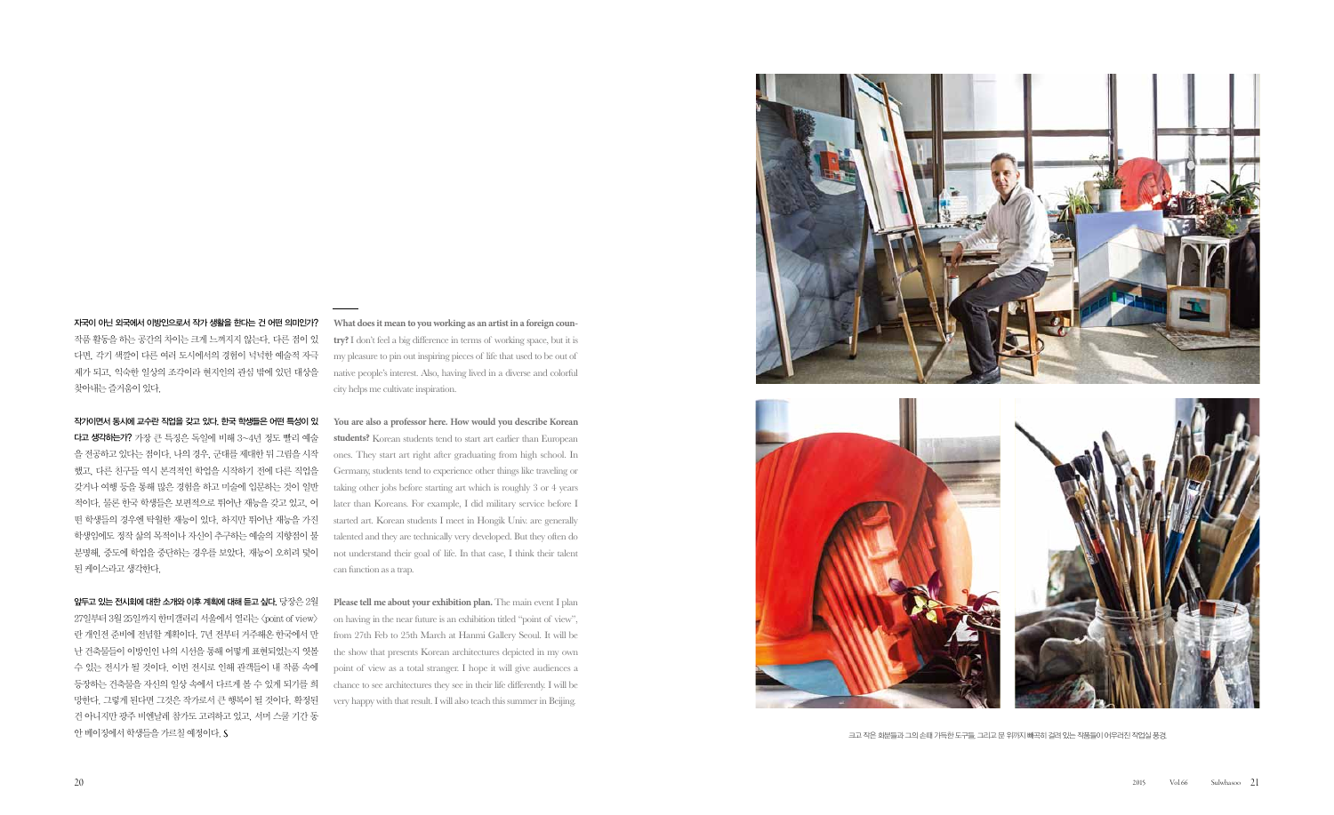**자국이 아닌 외국에서 이방인으로서 작가 생활을 한다는 건 어떤 의미인가?** 작품 활동을 하는 공간의 차이는 크게 느껴지지 않는다. 다른 점이 있다면, 각기 색깔이 다른 여러 도시에서의 경험이 넉넉한 예술적 자극제가 되고, 익숙한 일상의 조각이라 현지인의 관심 밖에 있던 대상을 찾아내는 즐거움이 있다.

**작가이면서 동시에 교수란 직업을 갖고 있다. 한국 학생들은 어떤 특성이 있다고 생각하는가?** 가장 큰 특징은 독일에 비해 3~4년 정도 빨리 예술을 전공하고 있다는 점이다. 나의 경우, 군대를 제대한 뒤 그림을 시작했고, 다른 친구들 역시 본격적인 학업을 시작하기 전에 다른 직업을 갖거나 여행 등을 통해 많은 경험을 하고 미술에 입문하는 것이 일반적이다. 물론 한국 학생들은 보편적으로 뛰어난 재능을 갖고 있고, 어떤 학생들의 경우엔 탁월한 재능이 있다. 하지만 뛰어난 재능을 가진 학생임에도 정작 삶의 목적이나 자신이 추구하는 예술의 지향점이 불분명해, 중도에 학업을 중단하는 경우를 보았다. 재능이 오히려 덫이 된 케이스라고 생각한다.

**앞두고 있는 전시회에 대한 소개와 이후 계획에 대해 듣고 싶다.** 당장은 2월 27일부터 3월 25일까지 한미갤러리 서울에서 열리는 <point of view>란 개인전 준비에 전념할 계획이다. 7년 전부터 거주해온 한국에서 만난 건축물들이 이방인인 나의 시선을 통해 어떻게 표현되었는지 엿볼 수 있는 전시가 될 것이다. 이번 전시로 인해 관객들이 내 작품 속에 등장하는 건축물을 자신의 일상 속에서 다르게 볼 수 있게 되기를 희망한다. 그렇게 된다면 그것은 작가로서 큰 행복이 될 것이다. 확정된 건 아니지만 광주 비엔날레 참가도 고려하고 있고, 서머 스쿨 기간 동안 베이징에서 학생들을 가르칠 예정이다. S

**What does it mean to you working as an artist in a foreign country?** I don't feel a big difference in terms of working space, but it is my pleasure to pin out inspiring pieces of life that used to be out of native people's interest. Also, having lived in a diverse and colorful city helps me cultivate inspiration.

**You are also a professor here. How would you describe Korean students?** Korean students tend to start art earlier than European ones. They start art right after graduating from high school. In Germany, students tend to experience other things like traveling or taking other jobs before starting art which is roughly 3 or 4 years later than Koreans. For example, I did military service before I started art. Korean students I meet in Hongik Univ. are generally talented and they are technically very developed. But they often do not understand their goal of life. In that case, I think their talent can function as a trap.

**Please tell me about your exhibition plan.** The main event I plan on having in the near future is an exhibition titled "point of view", from 27th Feb to 25th March at Hanmi Gallery Seoul. It will be the show that presents Korean architectures depicted in my own point of view as a total stranger. I hope it will give audiences a chance to see architectures they see in their life differently. I will be very happy with that result. I will also teach this summer in Beijing.

크고 작은 화분들과 그의 손때 가득한 도구들, 그리고 문 위까지 빼곡히 걸려 있는 작품들이 어우러진 작업실 풍경.